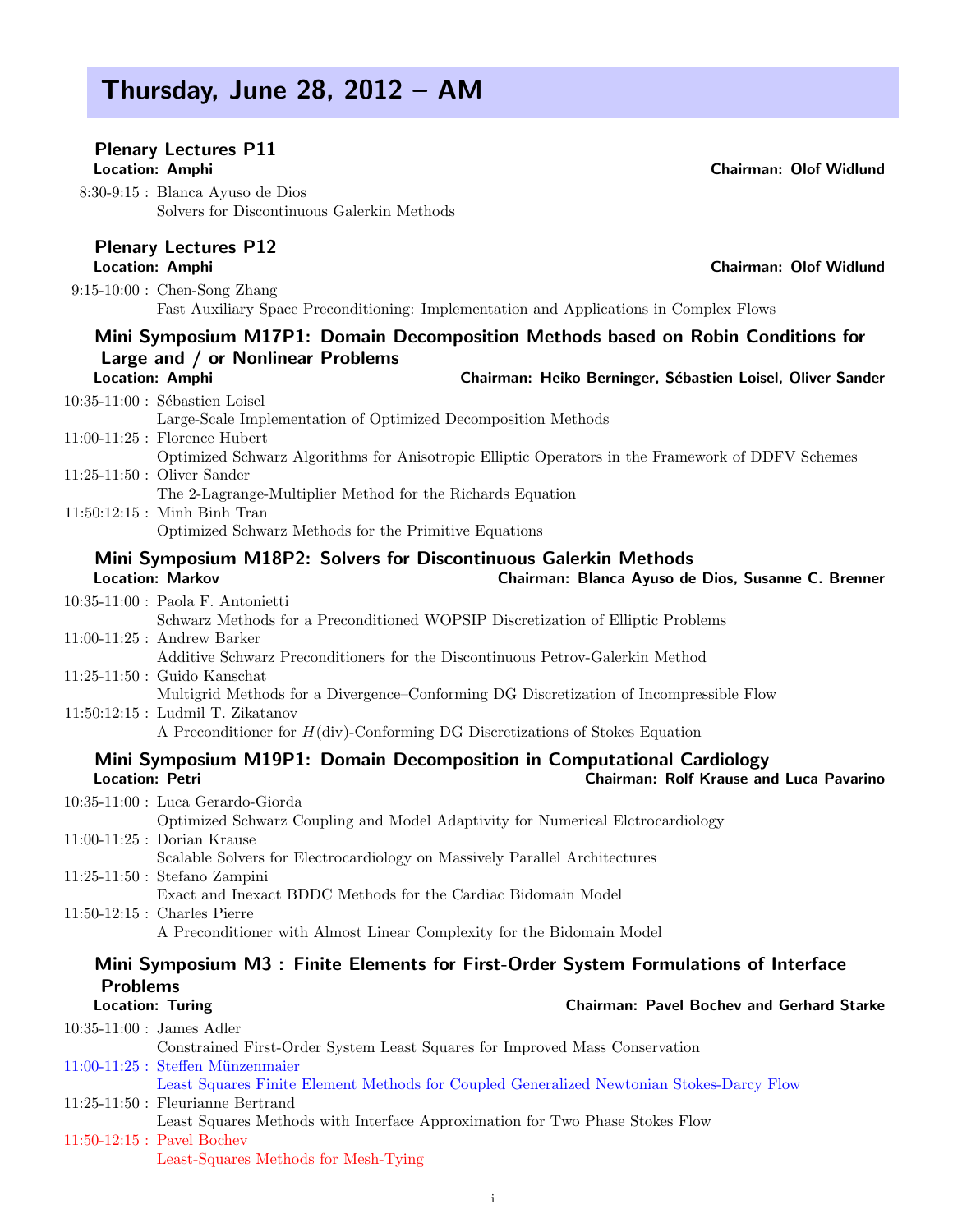# Thursday, June 28, 2012 – AM

## Plenary Lectures P11

**Location: Amphi** **Chairman: Olof Widlund**

8:30-9:15 : Blanca Ayuso de Dios
Solvers for Discontinuous Galerkin Methods

## Plenary Lectures P12

**Location: Amphi** **Chairman: Olof Widlund**

9:15-10:00 : Chen-Song Zhang
Fast Auxiliary Space Preconditioning: Implementation and Applications in Complex Flows

## Mini Symposium M17P1: Domain Decomposition Methods based on Robin Conditions for Large and / or Nonlinear Problems

**Location: Amphi** **Chairman: Heiko Berninger, Sébastien Loisel, Oliver Sander**

10:35-11:00 : Sébastien Loisel
Large-Scale Implementation of Optimized Decomposition Methods

11:00-11:25 : Florence Hubert
Optimized Schwarz Algorithms for Anisotropic Elliptic Operators in the Framework of DDFV Schemes

11:25-11:50 : Oliver Sander
The 2-Lagrange-Multiplier Method for the Richards Equation

11:50:12:15 : Minh Binh Tran
Optimized Schwarz Methods for the Primitive Equations

## Mini Symposium M18P2: Solvers for Discontinuous Galerkin Methods

**Location: Markov** **Chairman: Blanca Ayuso de Dios, Susanne C. Brenner**

10:35-11:00 : Paola F. Antonietti
Schwarz Methods for a Preconditioned WOPSIP Discretization of Elliptic Problems

11:00-11:25 : Andrew Barker
Additive Schwarz Preconditioners for the Discontinuous Petrov-Galerkin Method

11:25-11:50 : Guido Kanschat
Multigrid Methods for a Divergence–Conforming DG Discretization of Incompressible Flow

11:50:12:15 : Ludmil T. Zikatanov
A Preconditioner for $H(\text{div})$-Conforming DG Discretizations of Stokes Equation

## Mini Symposium M19P1: Domain Decomposition in Computational Cardiology

**Location: Petri** **Chairman: Rolf Krause and Luca Pavarino**

10:35-11:00 : Luca Gerardo-Giorda
Optimized Schwarz Coupling and Model Adaptivity for Numerical Elctrocardiology

11:00-11:25 : Dorian Krause
Scalable Solvers for Electrocardiology on Massively Parallel Architectures

11:25-11:50 : Stefano Zampini
Exact and Inexact BDDC Methods for the Cardiac Bidomain Model

11:50-12:15 : Charles Pierre
A Preconditioner with Almost Linear Complexity for the Bidomain Model

## Mini Symposium M3 : Finite Elements for First-Order System Formulations of Interface Problems

**Location: Turing** **Chairman: Pavel Bochev and Gerhard Starke**

10:35-11:00 : James Adler
Constrained First-Order System Least Squares for Improved Mass Conservation

11:00-11:25 : Steffen Münzenmaier
Least Squares Finite Element Methods for Coupled Generalized Newtonian Stokes-Darcy Flow

11:25-11:50 : Fleurianne Bertrand
Least Squares Methods with Interface Approximation for Two Phase Stokes Flow

11:50-12:15 : Pavel Bochev
Least-Squares Methods for Mesh-Tying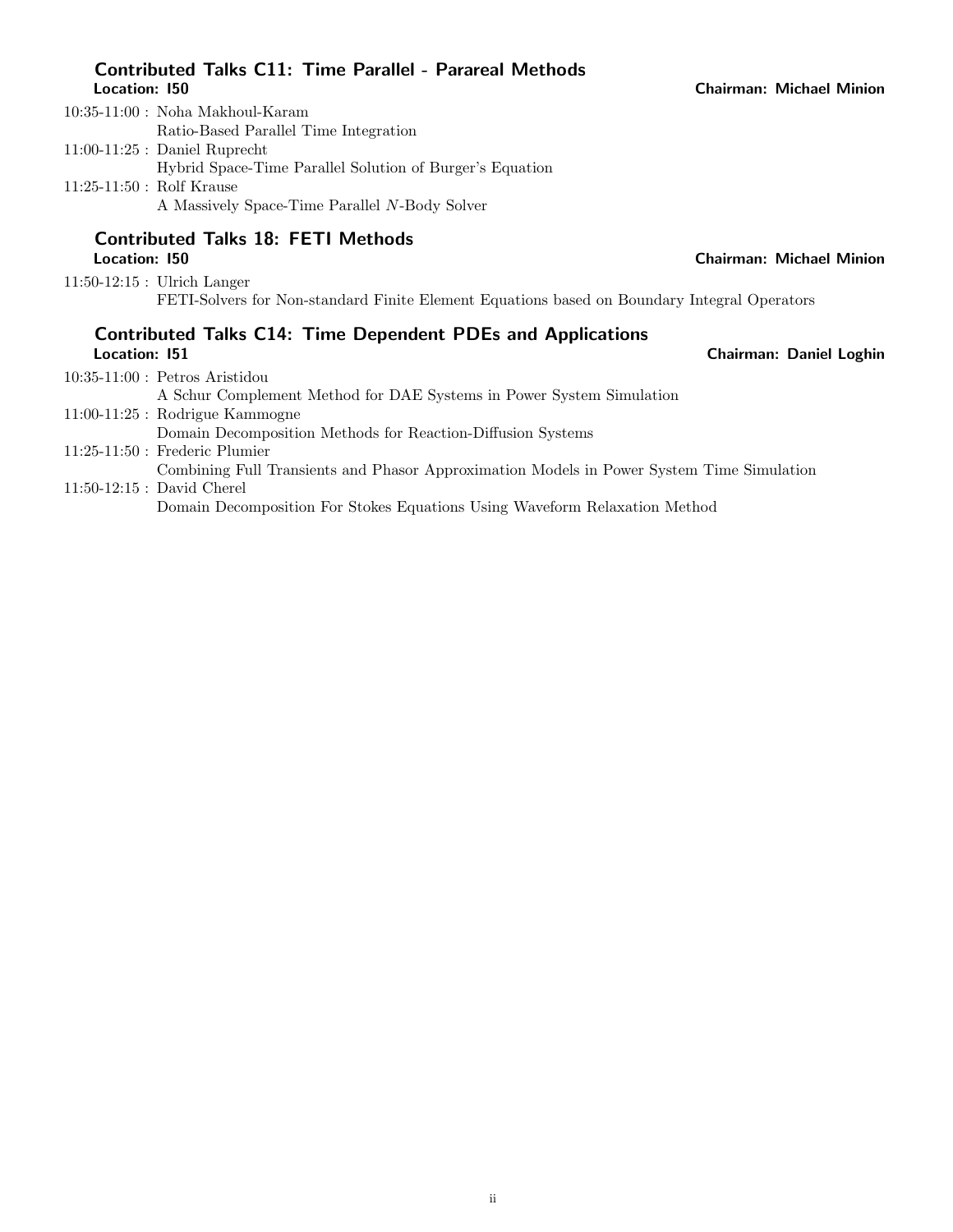### Contributed Talks C11: Time Parallel - Parareal Methods

**Location: I50** **Chairman: Michael Minion**

10:35-11:00 : Noha Makhoul-Karam
Ratio-Based Parallel Time Integration

11:00-11:25 : Daniel Ruprecht
Hybrid Space-Time Parallel Solution of Burger's Equation

11:25-11:50 : Rolf Krause
A Massively Space-Time Parallel $N$-Body Solver

### Contributed Talks 18: FETI Methods

**Location: I50** **Chairman: Michael Minion**

11:50-12:15 : Ulrich Langer
FETI-Solvers for Non-standard Finite Element Equations based on Boundary Integral Operators

### Contributed Talks C14: Time Dependent PDEs and Applications

**Location: I51** **Chairman: Daniel Loghin**

10:35-11:00 : Petros Aristidou
A Schur Complement Method for DAE Systems in Power System Simulation

11:00-11:25 : Rodrigue Kammogne
Domain Decomposition Methods for Reaction-Diffusion Systems

11:25-11:50 : Frederic Plumier
Combining Full Transients and Phasor Approximation Models in Power System Time Simulation

11:50-12:15 : David Cherel
Domain Decomposition For Stokes Equations Using Waveform Relaxation Method